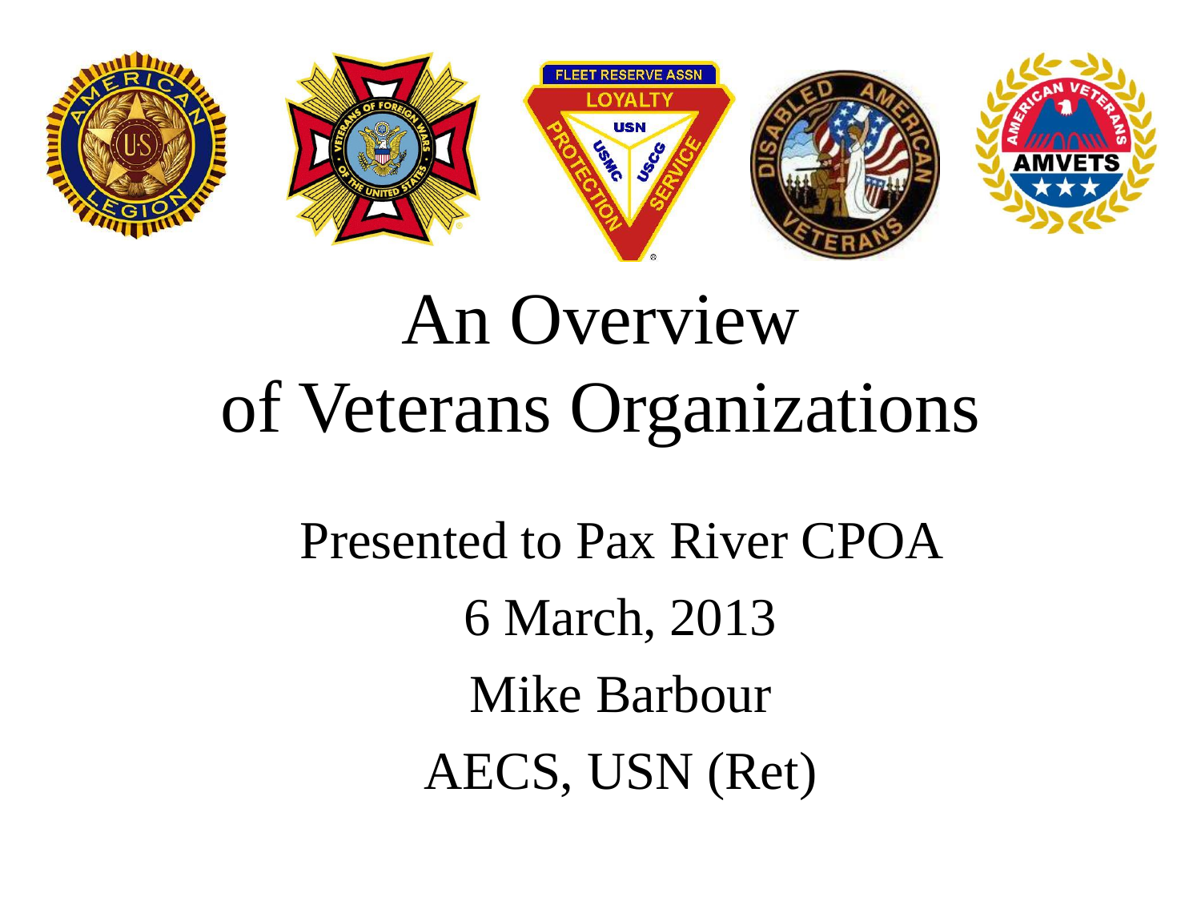# An Overview of Veterans Organizations

Presented to Pax River CPOA

6 March, 2013

Mike Barbour

AECS, USN (Ret)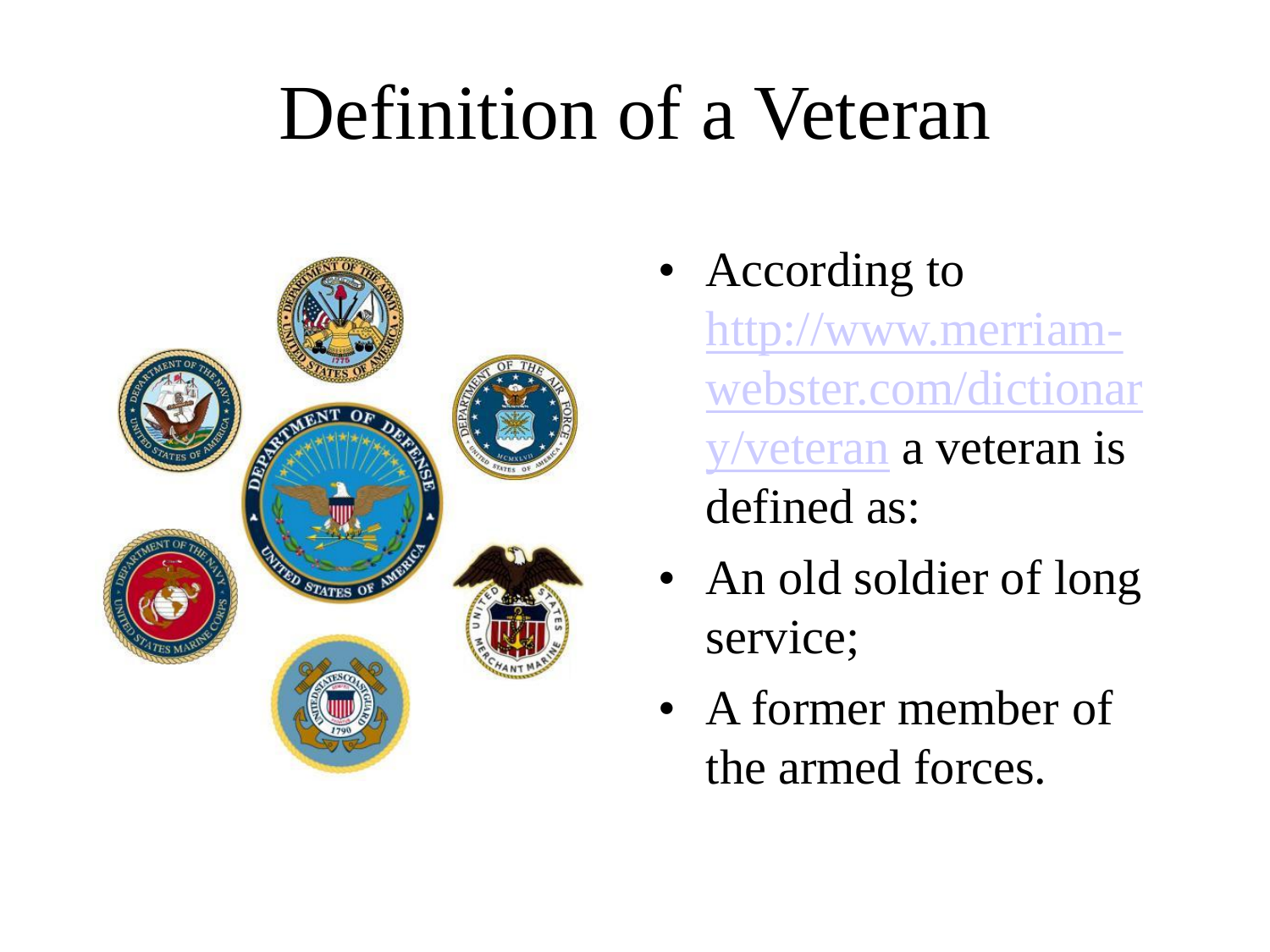# Definition of a Veteran

- According to http://www.merriam-webster.com/dictionary/veteran a veteran is defined as:
- An old soldier of long service;
- A former member of the armed forces.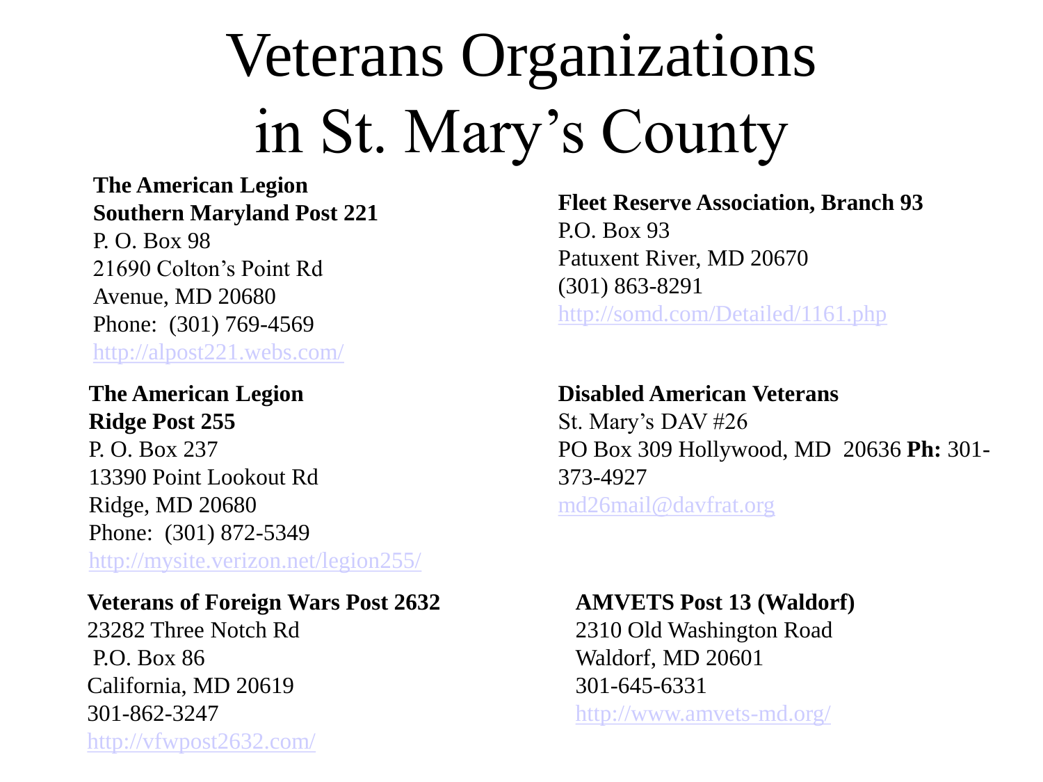# Veterans Organizations in St. Mary's County

**The American Legion**
**Southern Maryland Post 221**
P. O. Box 98
21690 Colton's Point Rd
Avenue, MD 20680
Phone: (301) 769-4569
http://alpost221.webs.com/

**Fleet Reserve Association, Branch 93**
P.O. Box 93
Patuxent River, MD 20670
(301) 863-8291
http://somd.com/Detailed/1161.php

**The American Legion**
**Ridge Post 255**
P. O. Box 237
13390 Point Lookout Rd
Ridge, MD 20680
Phone: (301) 872-5349
http://mysite.verizon.net/legion255/

**Disabled American Veterans**
St. Mary's DAV #26
PO Box 309 Hollywood, MD 20636 **Ph:** 301-373-4927
md26mail@davfrat.org

**Veterans of Foreign Wars Post 2632**
23282 Three Notch Rd
P.O. Box 86
California, MD 20619
301-862-3247
http://vfwpost2632.com/

**AMVETS Post 13 (Waldorf)**
2310 Old Washington Road
Waldorf, MD 20601
301-645-6331
http://www.amvets-md.org/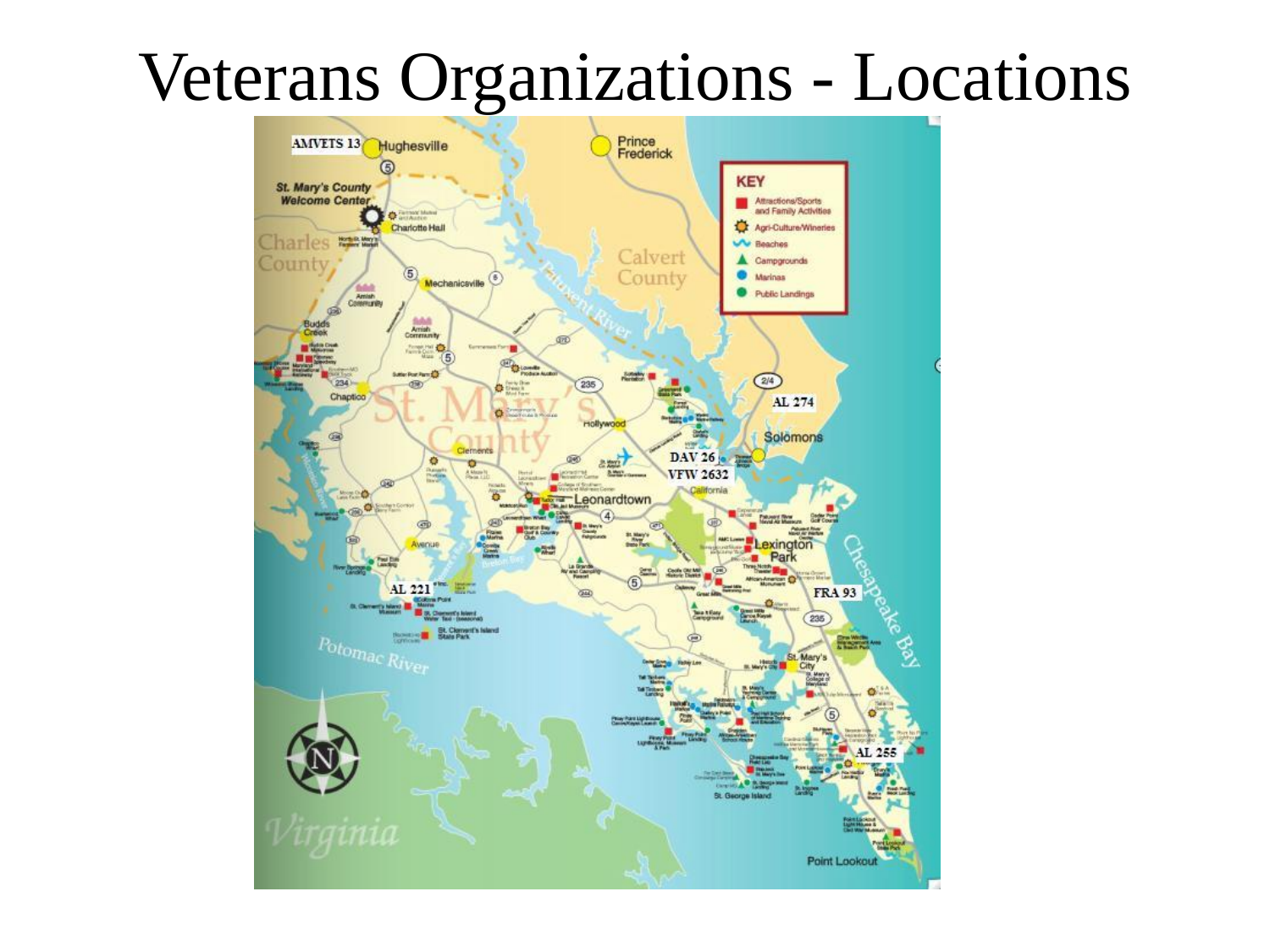# Veterans Organizations - Locations

AMVETS 13

DAV 26

VFW 2632

AL 274

AL 221

FRA 93

AL 255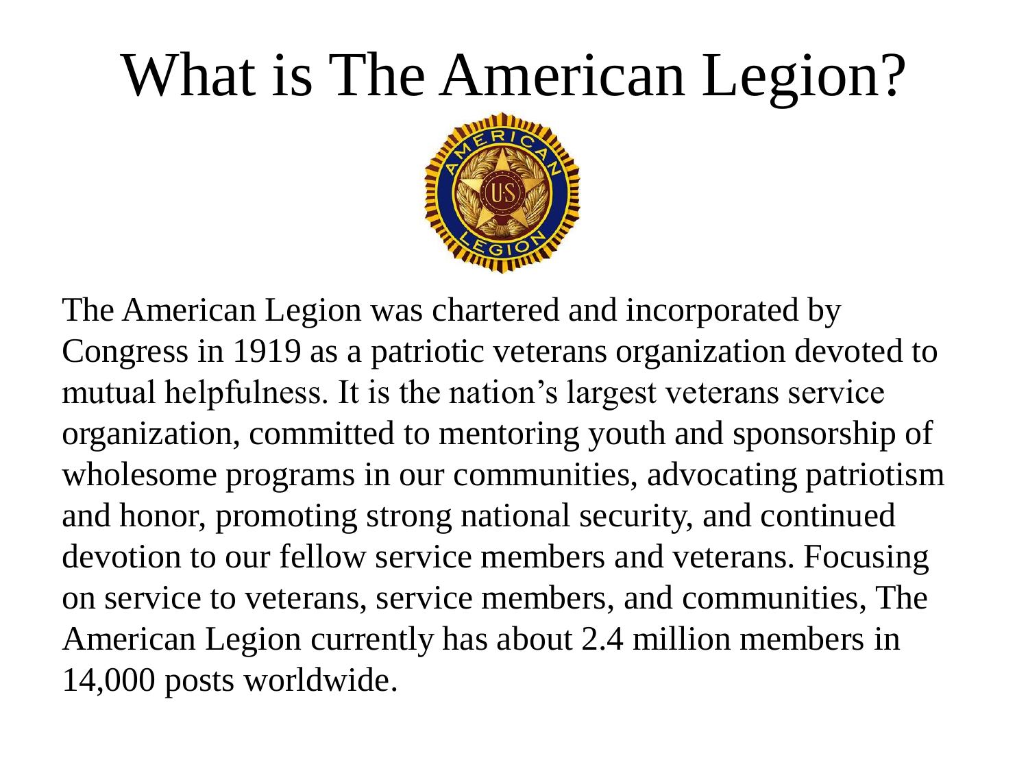# What is The American Legion?

The American Legion was chartered and incorporated by Congress in 1919 as a patriotic veterans organization devoted to mutual helpfulness. It is the nation's largest veterans service organization, committed to mentoring youth and sponsorship of wholesome programs in our communities, advocating patriotism and honor, promoting strong national security, and continued devotion to our fellow service members and veterans. Focusing on service to veterans, service members, and communities, The American Legion currently has about 2.4 million members in 14,000 posts worldwide.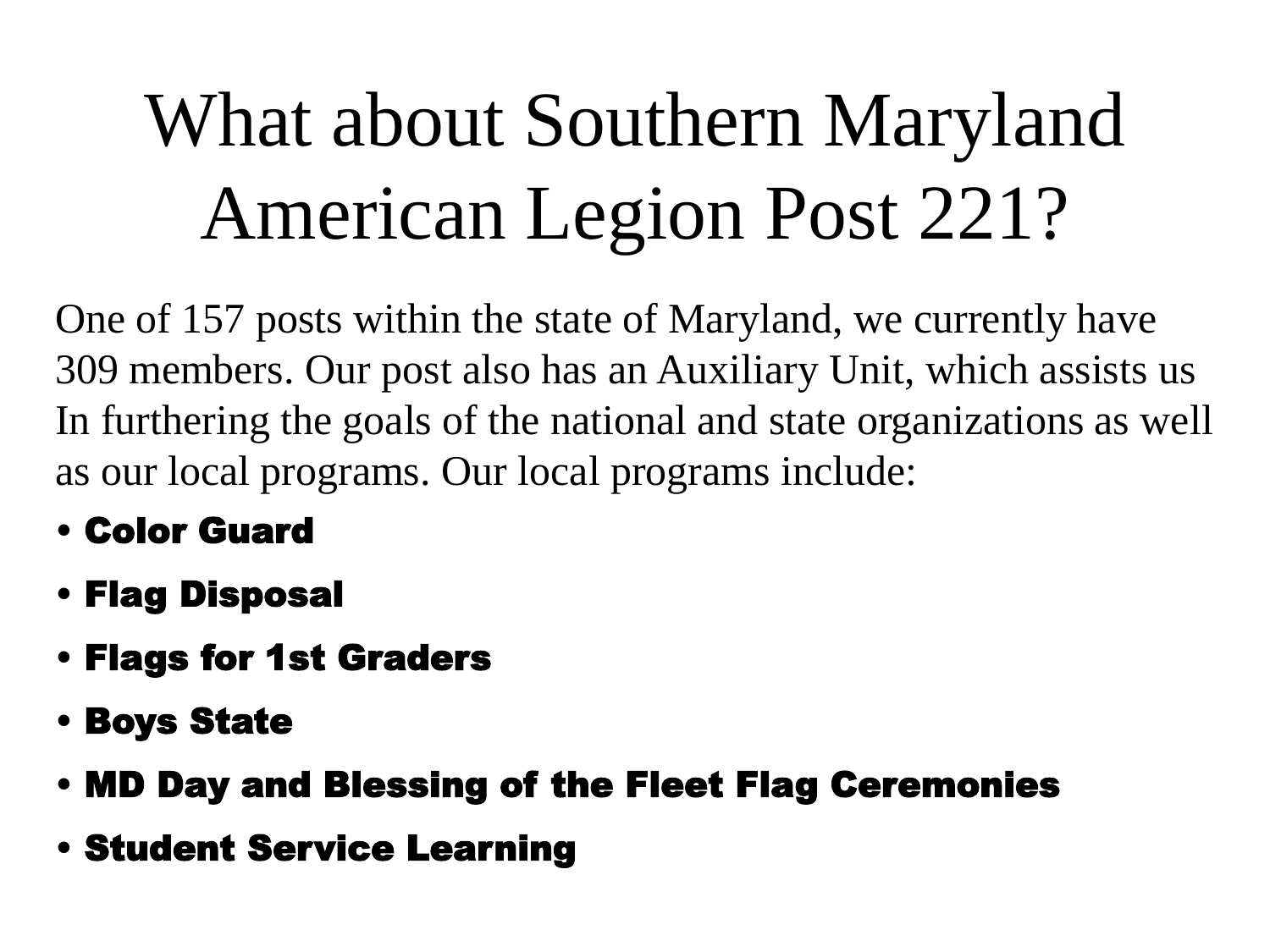# What about Southern Maryland American Legion Post 221?

One of 157 posts within the state of Maryland, we currently have 309 members. Our post also has an Auxiliary Unit, which assists us In furthering the goals of the national and state organizations as well as our local programs. Our local programs include:

- **Color Guard**
- **Flag Disposal**
- **Flags for 1st Graders**
- **Boys State**
- **MD Day and Blessing of the Fleet Flag Ceremonies**
- **Student Service Learning**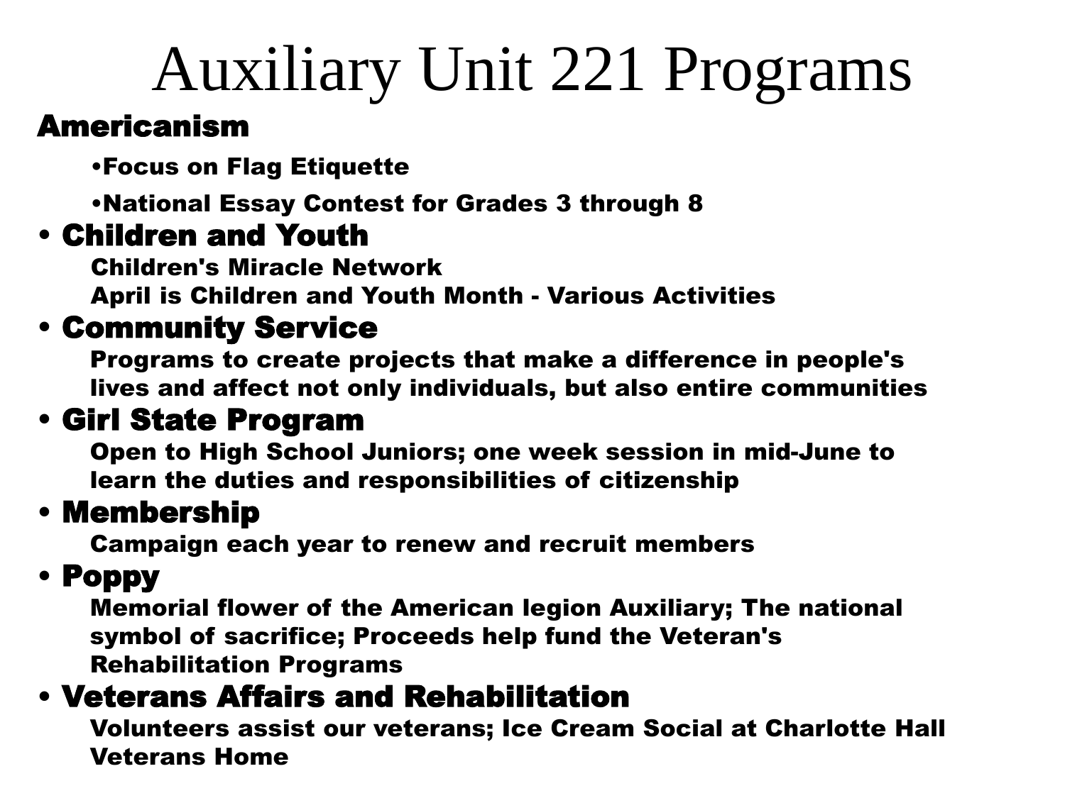# Auxiliary Unit 221 Programs

**Americanism**

- Focus on Flag Etiquette
- National Essay Contest for Grades 3 through 8

- **Children and Youth**
  
  Children's Miracle Network
  
  April is Children and Youth Month - Various Activities

- **Community Service**
  
  Programs to create projects that make a difference in people's lives and affect not only individuals, but also entire communities

- **Girl State Program**
  
  Open to High School Juniors; one week session in mid-June to learn the duties and responsibilities of citizenship

- **Membership**
  
  Campaign each year to renew and recruit members

- **Poppy**
  
  Memorial flower of the American legion Auxiliary; The national symbol of sacrifice; Proceeds help fund the Veteran's Rehabilitation Programs

- **Veterans Affairs and Rehabilitation**
  
  Volunteers assist our veterans; Ice Cream Social at Charlotte Hall Veterans Home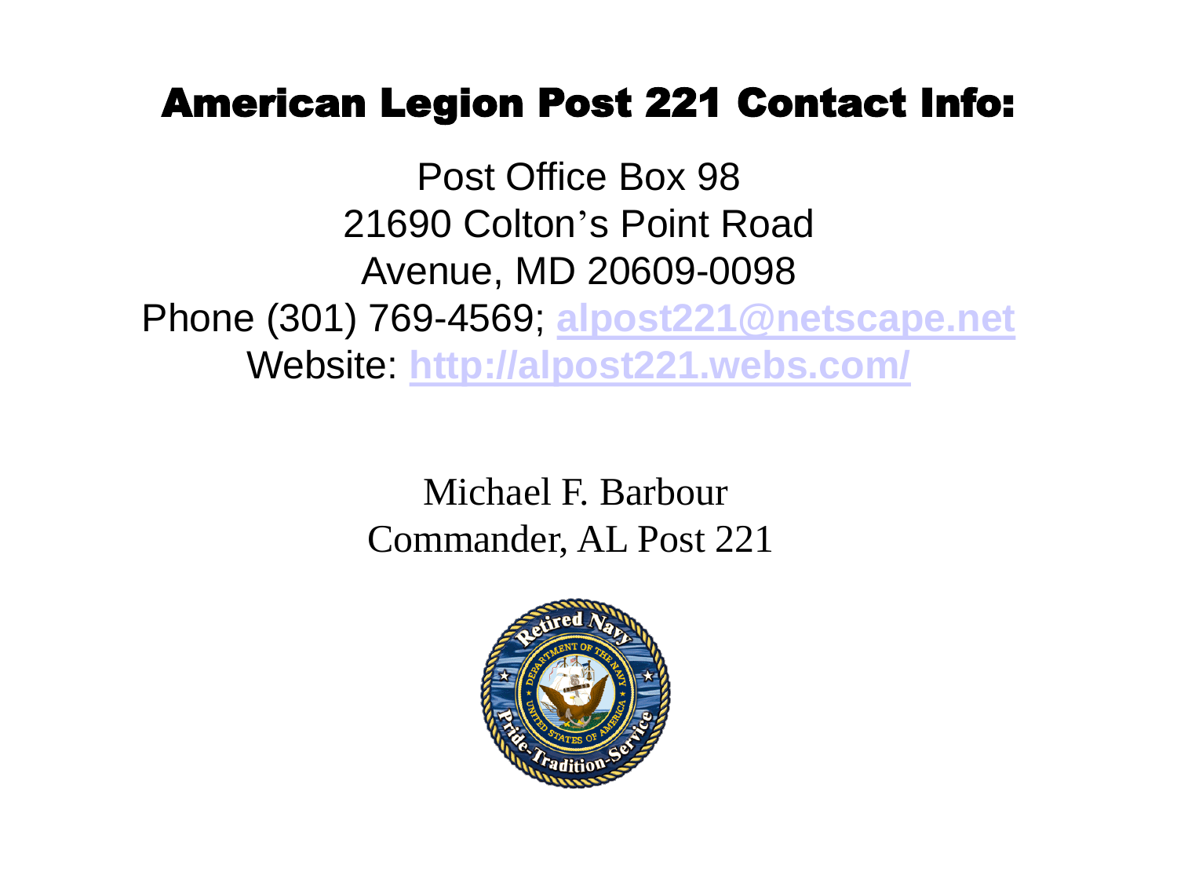# American Legion Post 221 Contact Info:

Post Office Box 98
21690 Colton's Point Road
Avenue, MD 20609-0098
Phone (301) 769-4569; alpost221@netscape.net
Website: http://alpost221.webs.com/

Michael F. Barbour
Commander, AL Post 221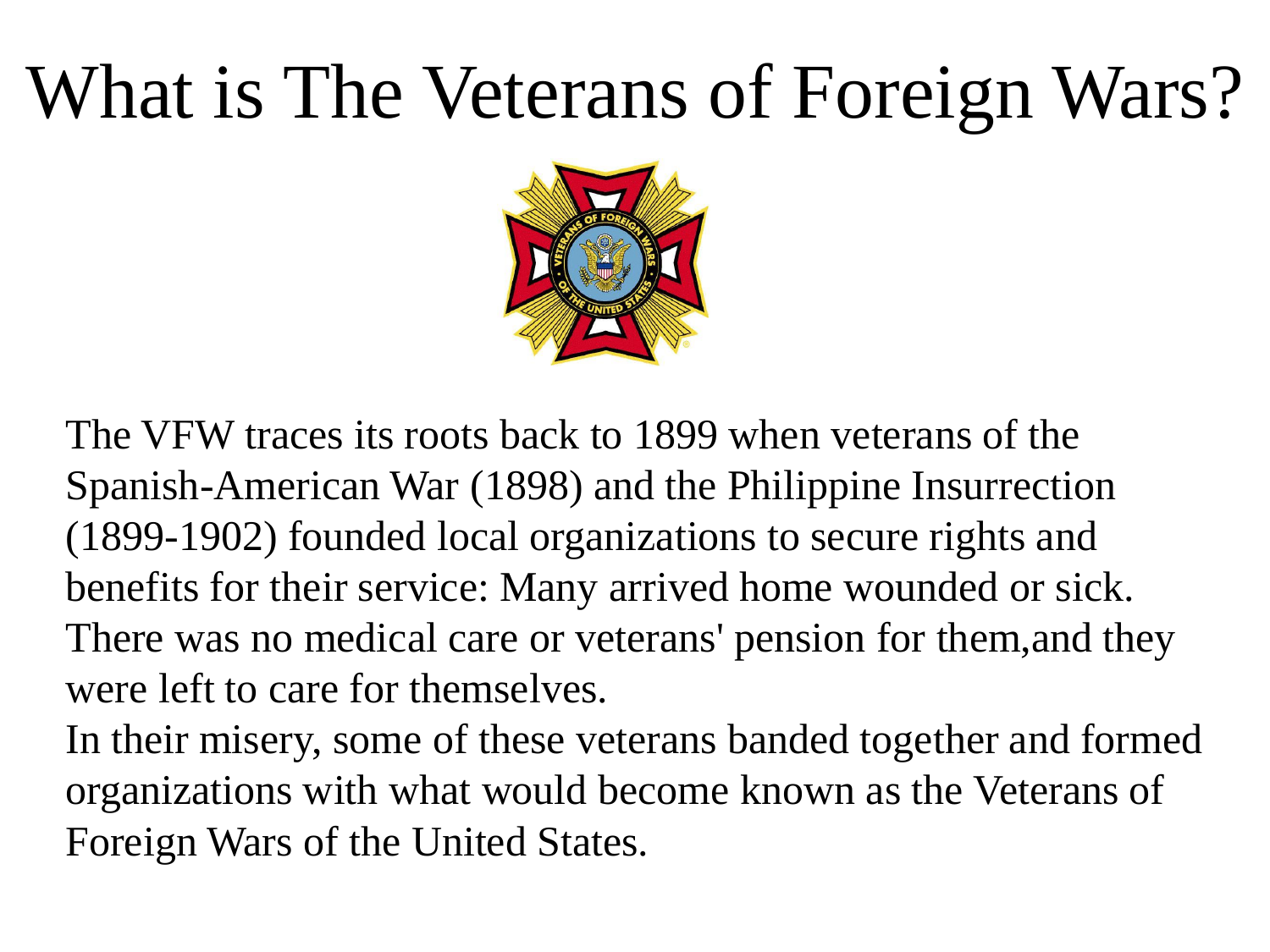# What is The Veterans of Foreign Wars?

The VFW traces its roots back to 1899 when veterans of the Spanish-American War (1898) and the Philippine Insurrection (1899-1902) founded local organizations to secure rights and benefits for their service: Many arrived home wounded or sick. There was no medical care or veterans' pension for them,and they were left to care for themselves.

In their misery, some of these veterans banded together and formed organizations with what would become known as the Veterans of Foreign Wars of the United States.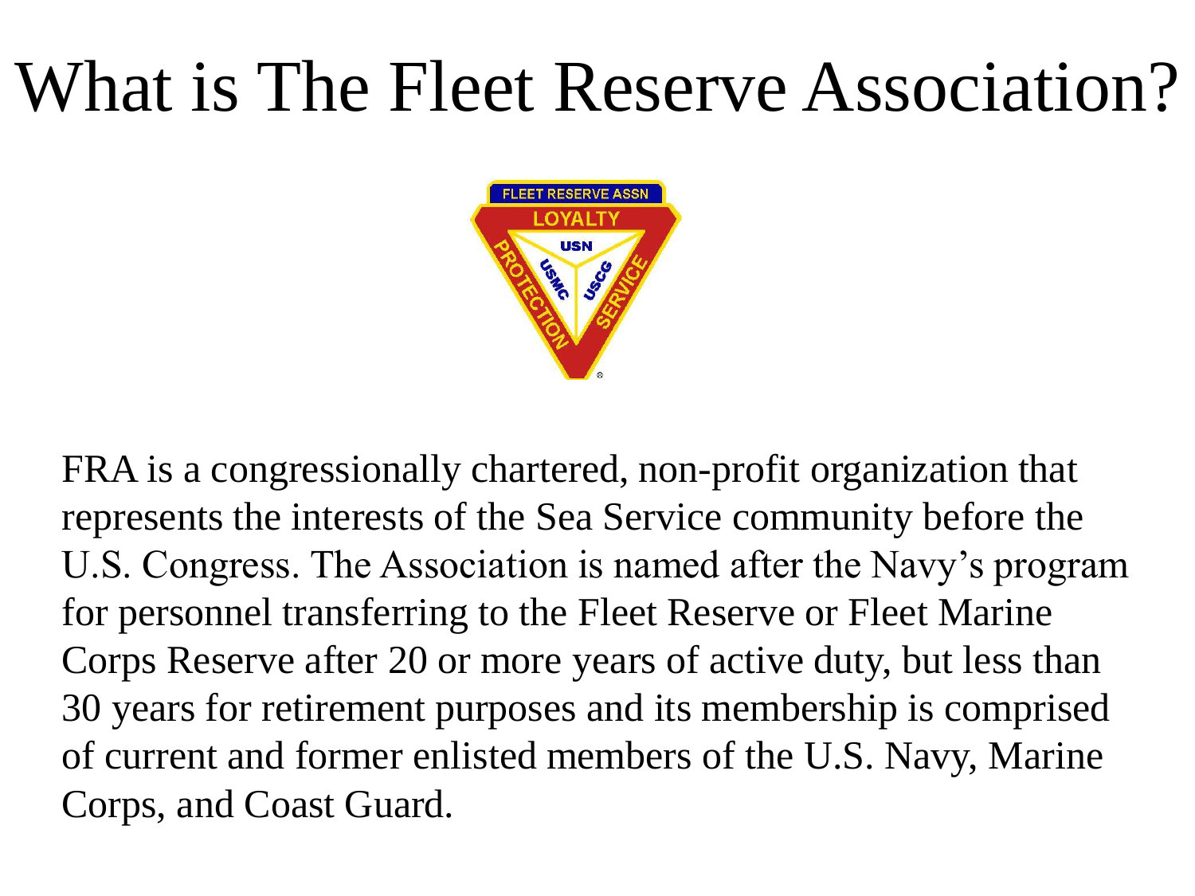# What is The Fleet Reserve Association?

FRA is a congressionally chartered, non-profit organization that represents the interests of the Sea Service community before the U.S. Congress. The Association is named after the Navy's program for personnel transferring to the Fleet Reserve or Fleet Marine Corps Reserve after 20 or more years of active duty, but less than 30 years for retirement purposes and its membership is comprised of current and former enlisted members of the U.S. Navy, Marine Corps, and Coast Guard.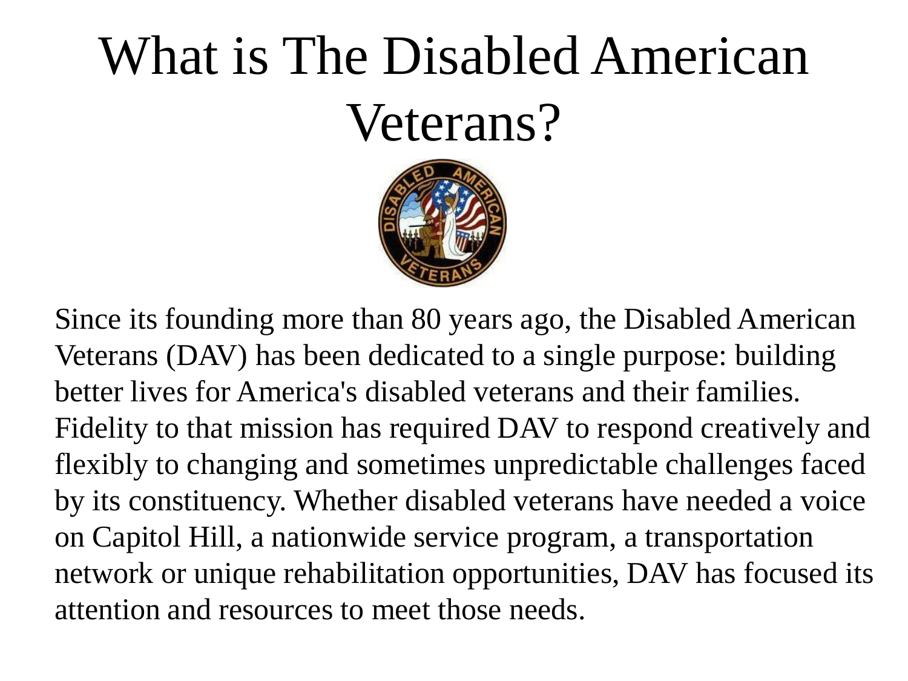# What is The Disabled American Veterans?

Since its founding more than 80 years ago, the Disabled American Veterans (DAV) has been dedicated to a single purpose: building better lives for America's disabled veterans and their families. Fidelity to that mission has required DAV to respond creatively and flexibly to changing and sometimes unpredictable challenges faced by its constituency. Whether disabled veterans have needed a voice on Capitol Hill, a nationwide service program, a transportation network or unique rehabilitation opportunities, DAV has focused its attention and resources to meet those needs.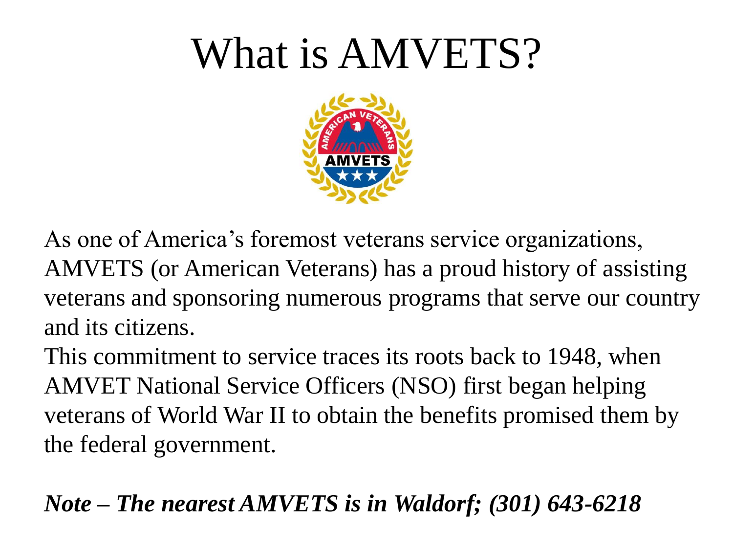# What is AMVETS?

As one of America’s foremost veterans service organizations, AMVETS (or American Veterans) has a proud history of assisting veterans and sponsoring numerous programs that serve our country and its citizens.

This commitment to service traces its roots back to 1948, when AMVET National Service Officers (NSO) first began helping veterans of World War II to obtain the benefits promised them by the federal government.

***Note – The nearest AMVETS is in Waldorf; (301) 643-6218***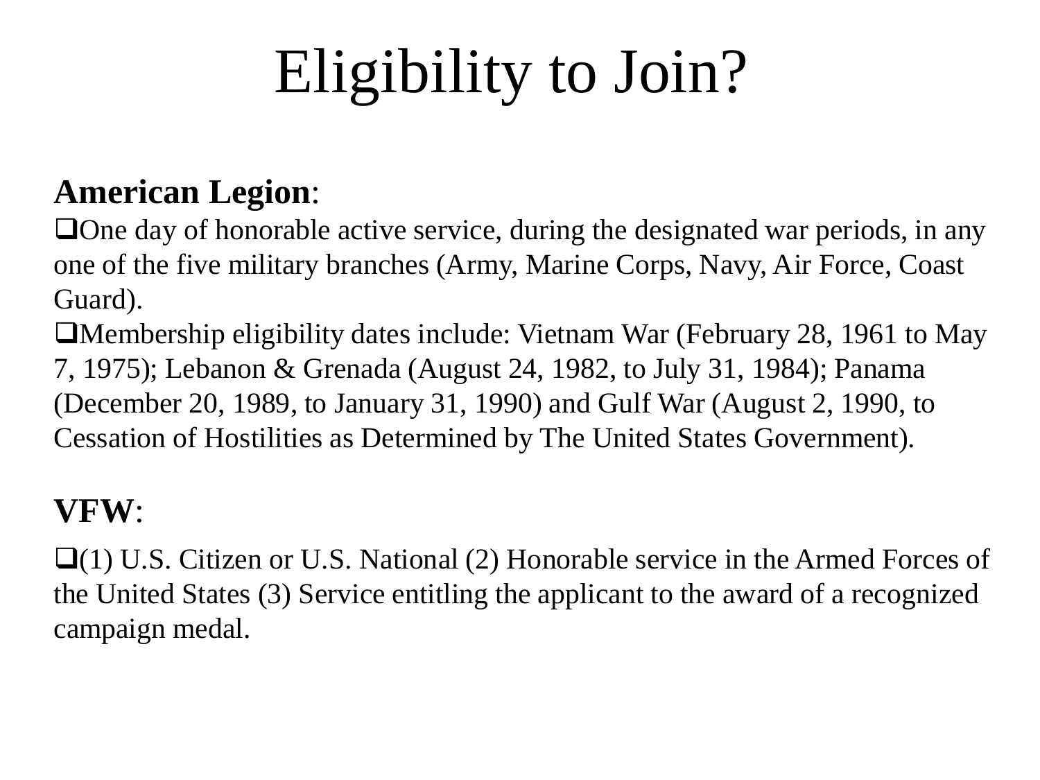# Eligibility to Join?

**American Legion**:

- One day of honorable active service, during the designated war periods, in any one of the five military branches (Army, Marine Corps, Navy, Air Force, Coast Guard).
- Membership eligibility dates include: Vietnam War (February 28, 1961 to May 7, 1975); Lebanon & Grenada (August 24, 1982, to July 31, 1984); Panama (December 20, 1989, to January 31, 1990) and Gulf War (August 2, 1990, to Cessation of Hostilities as Determined by The United States Government).

**VFW**:

- (1) U.S. Citizen or U.S. National (2) Honorable service in the Armed Forces of the United States (3) Service entitling the applicant to the award of a recognized campaign medal.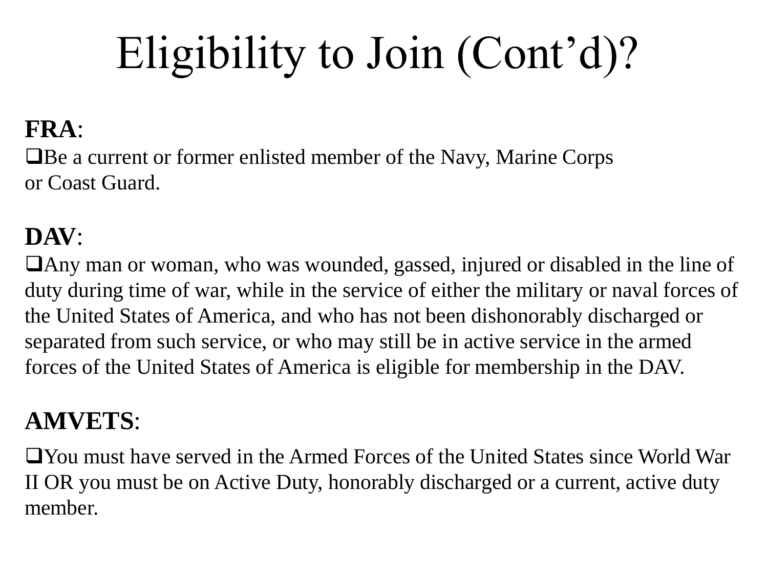# Eligibility to Join (Cont’d)?

**FRA**:

- Be a current or former enlisted member of the Navy, Marine Corps or Coast Guard.

**DAV**:

- Any man or woman, who was wounded, gassed, injured or disabled in the line of duty during time of war, while in the service of either the military or naval forces of the United States of America, and who has not been dishonorably discharged or separated from such service, or who may still be in active service in the armed forces of the United States of America is eligible for membership in the DAV.

**AMVETS**:

- You must have served in the Armed Forces of the United States since World War II OR you must be on Active Duty, honorably discharged or a current, active duty member.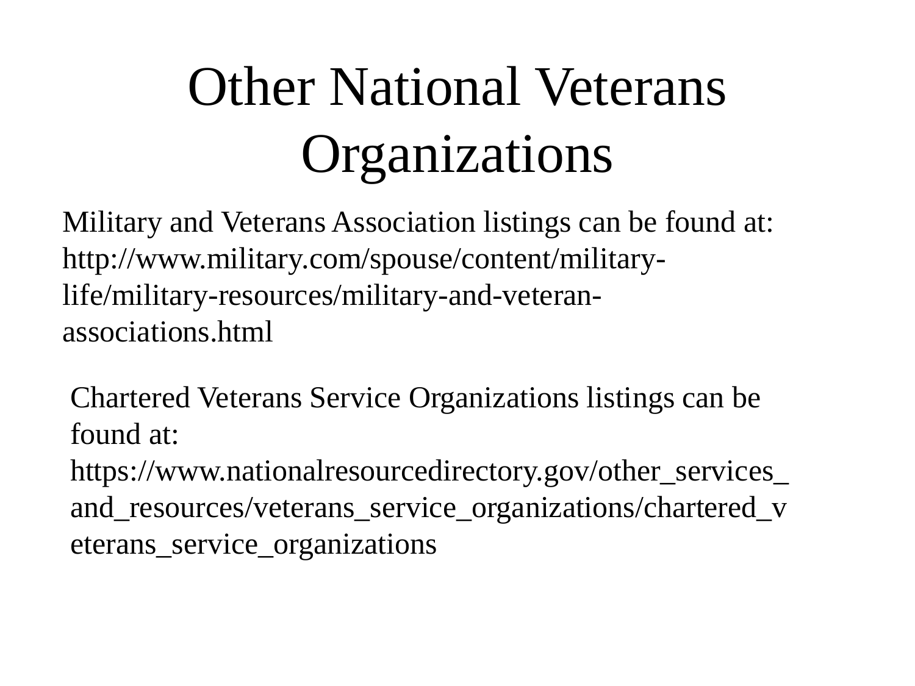# Other National Veterans Organizations

Military and Veterans Association listings can be found at: http://www.military.com/spouse/content/military-life/military-resources/military-and-veteran-associations.html

Chartered Veterans Service Organizations listings can be found at: https://www.nationalresourcedirectory.gov/other_services_and_resources/veterans_service_organizations/chartered_veterans_service_organizations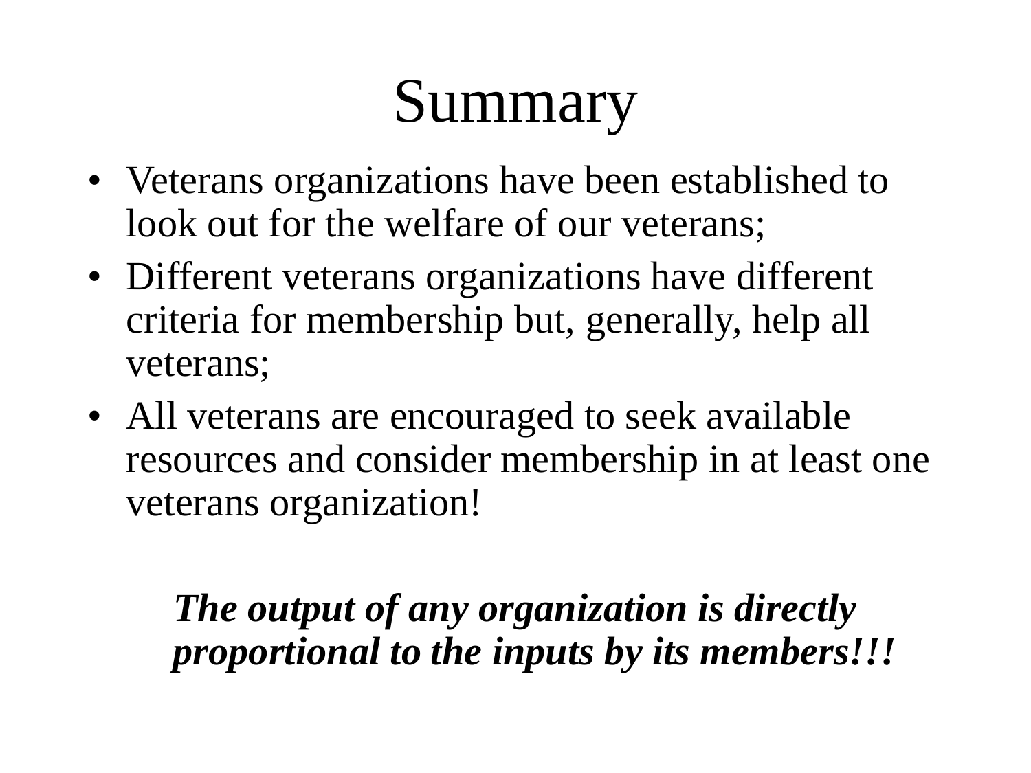# Summary

- Veterans organizations have been established to look out for the welfare of our veterans;
- Different veterans organizations have different criteria for membership but, generally, help all veterans;
- All veterans are encouraged to seek available resources and consider membership in at least one veterans organization!

***The output of any organization is directly proportional to the inputs by its members!!!***